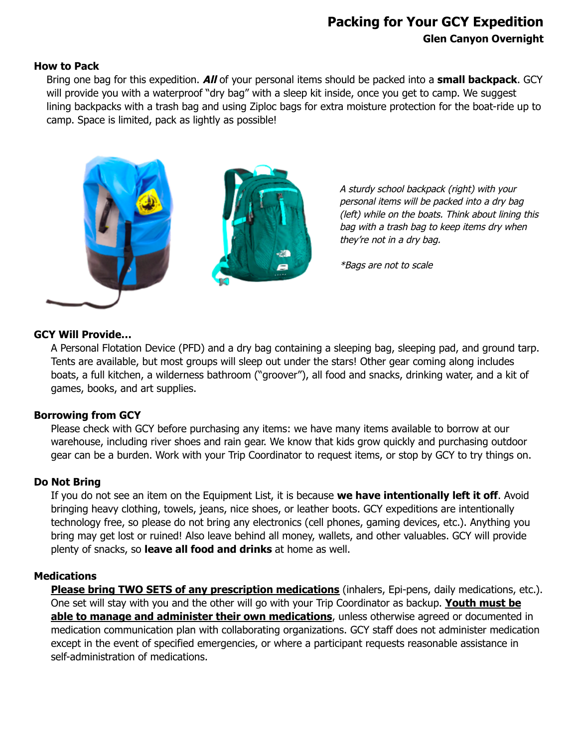# Packing for Your GCY Expedition

**Glen Canyon Overnight**

## How to Pack

Bring one bag for this expedition. ***All*** of your personal items should be packed into a **small backpack**. GCY will provide you with a waterproof "dry bag" with a sleep kit inside, once you get to camp. We suggest lining backpacks with a trash bag and using Ziploc bags for extra moisture protection for the boat-ride up to camp. Space is limited, pack as lightly as possible!

*A sturdy school backpack (right) with your personal items will be packed into a dry bag (left) while on the boats. Think about lining this bag with a trash bag to keep items dry when they're not in a dry bag.*

*\*Bags are not to scale*

## GCY Will Provide…

A Personal Flotation Device (PFD) and a dry bag containing a sleeping bag, sleeping pad, and ground tarp. Tents are available, but most groups will sleep out under the stars! Other gear coming along includes boats, a full kitchen, a wilderness bathroom ("groover"), all food and snacks, drinking water, and a kit of games, books, and art supplies.

## Borrowing from GCY

Please check with GCY before purchasing any items: we have many items available to borrow at our warehouse, including river shoes and rain gear. We know that kids grow quickly and purchasing outdoor gear can be a burden. Work with your Trip Coordinator to request items, or stop by GCY to try things on.

## Do Not Bring

If you do not see an item on the Equipment List, it is because **we have intentionally left it off**. Avoid bringing heavy clothing, towels, jeans, nice shoes, or leather boots. GCY expeditions are intentionally technology free, so please do not bring any electronics (cell phones, gaming devices, etc.). Anything you bring may get lost or ruined! Also leave behind all money, wallets, and other valuables. GCY will provide plenty of snacks, so **leave all food and drinks** at home as well.

## Medications

<u>**Please bring TWO SETS of any prescription medications**</u> (inhalers, Epi-pens, daily medications, etc.). One set will stay with you and the other will go with your Trip Coordinator as backup. <u>**Youth must be able to manage and administer their own medications**</u>, unless otherwise agreed or documented in medication communication plan with collaborating organizations. GCY staff does not administer medication except in the event of specified emergencies, or where a participant requests reasonable assistance in self-administration of medications.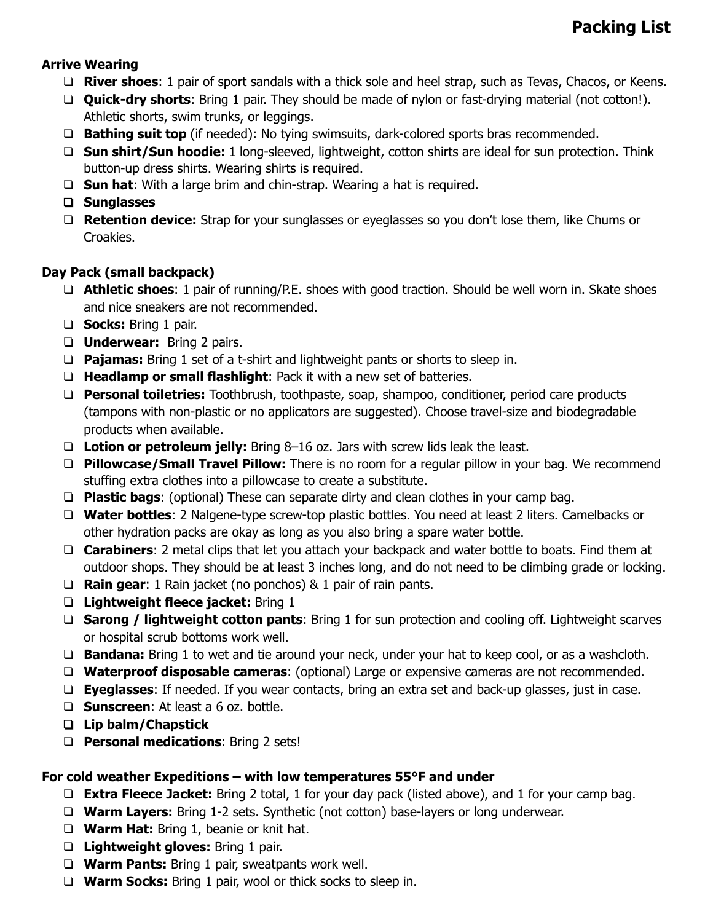# Packing List

**Arrive Wearing**

- ❑ **River shoes**: 1 pair of sport sandals with a thick sole and heel strap, such as Tevas, Chacos, or Keens.
- ❑ **Quick-dry shorts**: Bring 1 pair. They should be made of nylon or fast-drying material (not cotton!). Athletic shorts, swim trunks, or leggings.
- ❑ **Bathing suit top** (if needed): No tying swimsuits, dark-colored sports bras recommended.
- ❑ **Sun shirt/Sun hoodie:** 1 long-sleeved, lightweight, cotton shirts are ideal for sun protection. Think button-up dress shirts. Wearing shirts is required.
- ❑ **Sun hat**: With a large brim and chin-strap. Wearing a hat is required.
- ❑ **Sunglasses**
- ❑ **Retention device:** Strap for your sunglasses or eyeglasses so you don't lose them, like Chums or Croakies.

**Day Pack (small backpack)**

- ❑ **Athletic shoes**: 1 pair of running/P.E. shoes with good traction. Should be well worn in. Skate shoes and nice sneakers are not recommended.
- ❑ **Socks:** Bring 1 pair.
- ❑ **Underwear:** Bring 2 pairs.
- ❑ **Pajamas:** Bring 1 set of a t-shirt and lightweight pants or shorts to sleep in.
- ❑ **Headlamp or small flashlight**: Pack it with a new set of batteries.
- ❑ **Personal toiletries:** Toothbrush, toothpaste, soap, shampoo, conditioner, period care products (tampons with non-plastic or no applicators are suggested). Choose travel-size and biodegradable products when available.
- ❑ **Lotion or petroleum jelly:** Bring 8–16 oz. Jars with screw lids leak the least.
- ❑ **Pillowcase/Small Travel Pillow:** There is no room for a regular pillow in your bag. We recommend stuffing extra clothes into a pillowcase to create a substitute.
- ❑ **Plastic bags**: (optional) These can separate dirty and clean clothes in your camp bag.
- ❑ **Water bottles**: 2 Nalgene-type screw-top plastic bottles. You need at least 2 liters. Camelbacks or other hydration packs are okay as long as you also bring a spare water bottle.
- ❑ **Carabiners**: 2 metal clips that let you attach your backpack and water bottle to boats. Find them at outdoor shops. They should be at least 3 inches long, and do not need to be climbing grade or locking.
- ❑ **Rain gear**: 1 Rain jacket (no ponchos) & 1 pair of rain pants.
- ❑ **Lightweight fleece jacket:** Bring 1
- ❑ **Sarong / lightweight cotton pants**: Bring 1 for sun protection and cooling off. Lightweight scarves or hospital scrub bottoms work well.
- ❑ **Bandana:** Bring 1 to wet and tie around your neck, under your hat to keep cool, or as a washcloth.
- ❑ **Waterproof disposable cameras**: (optional) Large or expensive cameras are not recommended.
- ❑ **Eyeglasses**: If needed. If you wear contacts, bring an extra set and back-up glasses, just in case.
- ❑ **Sunscreen**: At least a 6 oz. bottle.
- ❑ **Lip balm/Chapstick**
- ❑ **Personal medications**: Bring 2 sets!

**For cold weather Expeditions – with low temperatures 55°F and under**

- ❑ **Extra Fleece Jacket:** Bring 2 total, 1 for your day pack (listed above), and 1 for your camp bag.
- ❑ **Warm Layers:** Bring 1-2 sets. Synthetic (not cotton) base-layers or long underwear.
- ❑ **Warm Hat:** Bring 1, beanie or knit hat.
- ❑ **Lightweight gloves:** Bring 1 pair.
- ❑ **Warm Pants:** Bring 1 pair, sweatpants work well.
- ❑ **Warm Socks:** Bring 1 pair, wool or thick socks to sleep in.